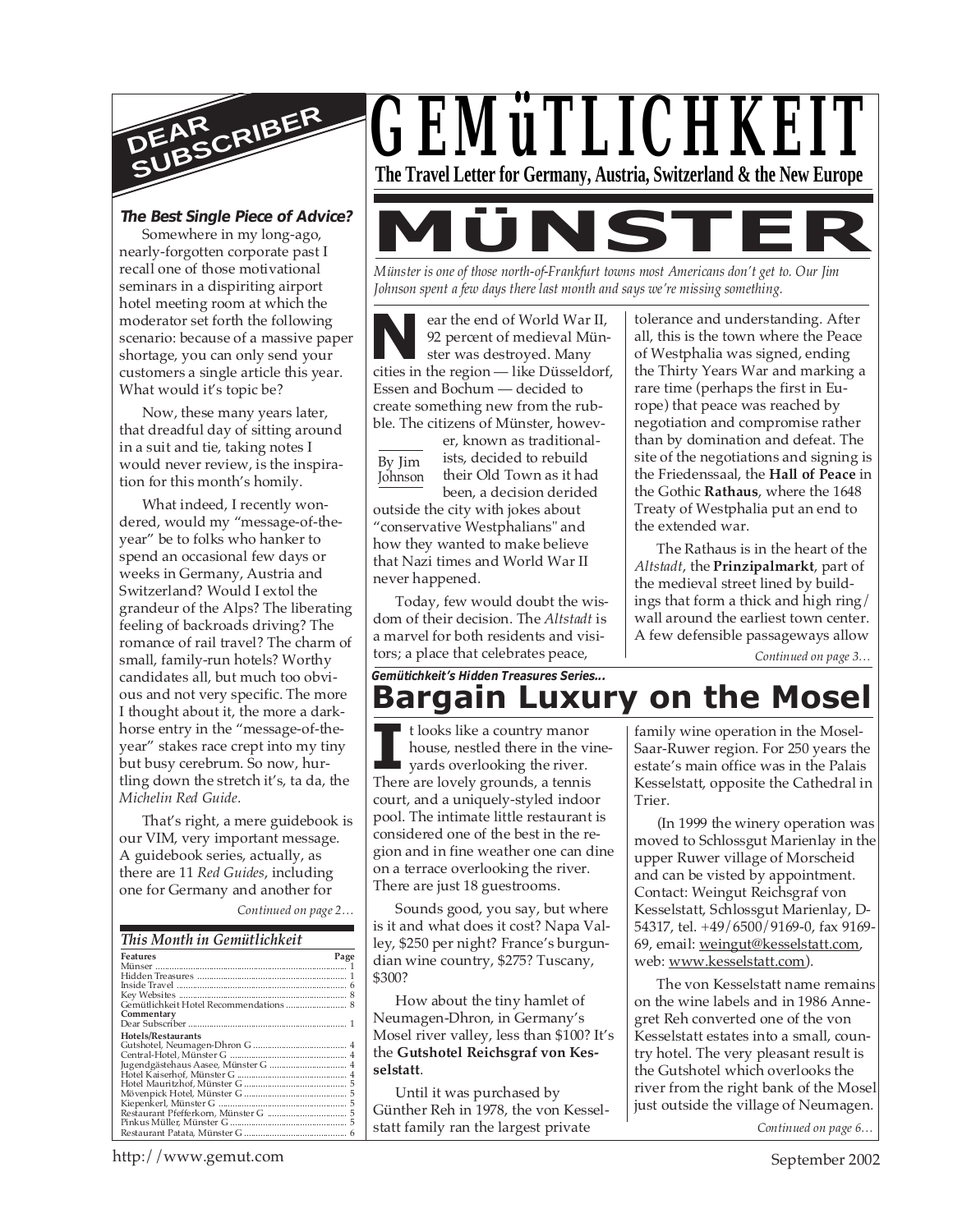# GEMüTLICHKEIT

**The Travel Letter for Germany, Austria, Switzerland & the New Europe**

## DEAR SUBSCRIBER

### *The Best Single Piece of Advice?*

Somewhere in my long-ago, nearly-forgotten corporate past I recall one of those motivational seminars in a dispiriting airport hotel meeting room at which the moderator set forth the following scenario: because of a massive paper shortage, you can only send your customers a single article this year. What would it's topic be?

Now, these many years later, that dreadful day of sitting around in a suit and tie, taking notes I would never review, is the inspiration for this month's homily.

What indeed, I recently wondered, would my "message-of-the-year" be to folks who hanker to spend an occasional few days or weeks in Germany, Austria and Switzerland? Would I extol the grandeur of the Alps? The liberating feeling of backroads driving? The romance of rail travel? The charm of small, family-run hotels? Worthy candidates all, but much too obvious and not very specific. The more I thought about it, the more a dark-horse entry in the "message-of-the-year" stakes race crept into my tiny but busy cerebrum. So now, hurtling down the stretch it's, ta da, the *Michelin Red Guide*.

That's right, a mere guidebook is our VIM, very important message. A guidebook series, actually, as there are 11 *Red Guides*, including one for Germany and another for

*Continued on page 2…*

### *This Month in Gemütlichkeit*

| Features | Page |
|---|---|
| Münser | 1 |
| Hidden Treasures | 1 |
| Inside Travel | 6 |
| Key Websites | 8 |
| Gemütlichkeit Hotel Recommendations | 8 |
| **Commentary** | |
| Dear Subscriber | 1 |
| **Hotels/Restaurants** | |
| Gutshotel, Neumagen-Dhron G | 4 |
| Central-Hotel, Münster G | 4 |
| Jugendgästehaus Aasee, Münster G | 4 |
| Hotel Kaiserhof, Münster G | 4 |
| Hotel Mauritzhof, Münster G | 5 |
| Mövenpick Hotel, Münster G | 5 |
| Kiepenkerl, Münster G | 5 |
| Restaurant Pfefferkorn, Münster G | 5 |
| Pinkus Müller, Münster G | 5 |
| Restaurant Patata, Münster G | 6 |

# MÜNSTER

*Münster is one of those north-of-Frankfurt towns most Americans don't get to. Our Jim Johnson spent a few days there last month and says we're missing something.*

By Jim Johnson

Near the end of World War II, 92 percent of medieval Münster was destroyed. Many cities in the region — like Düsseldorf, Essen and Bochum — decided to create something new from the rubble. The citizens of Münster, however, known as traditionalists, decided to rebuild their Old Town as it had been, a decision derided outside the city with jokes about "conservative Westphalians" and how they wanted to make believe that Nazi times and World War II never happened.

Today, few would doubt the wisdom of their decision. The *Altstadt* is a marvel for both residents and visitors; a place that celebrates peace, tolerance and understanding. After all, this is the town where the Peace of Westphalia was signed, ending the Thirty Years War and marking a rare time (perhaps the first in Europe) that peace was reached by negotiation and compromise rather than by domination and defeat. The site of the negotiations and signing is the Friedenssaal, the **Hall of Peace** in the Gothic **Rathaus**, where the 1648 Treaty of Westphalia put an end to the extended war.

The Rathaus is in the heart of the *Altstadt*, the **Prinzipalmarkt**, part of the medieval street lined by buildings that form a thick and high ring/wall around the earliest town center. A few defensible passageways allow

*Continued on page 3…*

***Gemütichkeit's Hidden Treasures Series...***

## Bargain Luxury on the Mosel

It looks like a country manor house, nestled there in the vineyards overlooking the river. There are lovely grounds, a tennis court, and a uniquely-styled indoor pool. The intimate little restaurant is considered one of the best in the region and in fine weather one can dine on a terrace overlooking the river. There are just 18 guestrooms.

Sounds good, you say, but where is it and what does it cost? Napa Valley, $250 per night? France's burgundian wine country, $275? Tuscany, $300?

How about the tiny hamlet of Neumagen-Dhron, in Germany's Mosel river valley, less than $100? It's the **Gutshotel Reichsgraf von Kesselstatt**.

Until it was purchased by Günther Reh in 1978, the von Kesselstatt family ran the largest private family wine operation in the Mosel-Saar-Ruwer region. For 250 years the estate's main office was in the Palais Kesselstatt, opposite the Cathedral in Trier.

(In 1999 the winery operation was moved to Schlossgut Marienlay in the upper Ruwer village of Morscheid and can be visted by appointment. Contact: Weingut Reichsgraf von Kesselstatt, Schlossgut Marienlay, D-54317, tel. +49/6500/9169-0, fax 9169-69, email: weingut@kesselstatt.com, web: www.kesselstatt.com).

The von Kesselstatt name remains on the wine labels and in 1986 Annegret Reh converted one of the von Kesselstatt estates into a small, country hotel. The very pleasant result is the Gutshotel which overlooks the river from the right bank of the Mosel just outside the village of Neumagen.

*Continued on page 6…*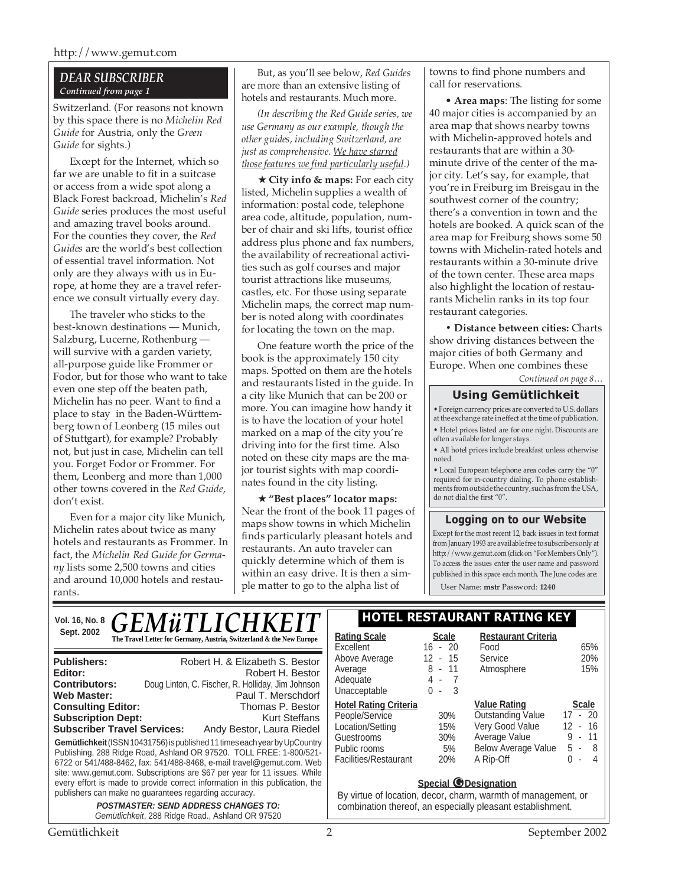## DEAR SUBSCRIBER

*Continued from page 1*

Switzerland. (For reasons not known by this space there is no *Michelin Red Guide* for Austria, only the *Green Guide* for sights.)

Except for the Internet, which so far we are unable to fit in a suitcase or access from a wide spot along a Black Forest backroad, Michelin's *Red Guide* series produces the most useful and amazing travel books around. For the counties they cover, the *Red Guides* are the world's best collection of essential travel information. Not only are they always with us in Europe, at home they are a travel reference we consult virtually every day.

The traveler who sticks to the best-known destinations — Munich, Salzburg, Lucerne, Rothenburg — will survive with a garden variety, all-purpose guide like Frommer or Fodor, but for those who want to take even one step off the beaten path, Michelin has no peer. Want to find a place to stay in the Baden-Württemberg town of Leonberg (15 miles out of Stuttgart), for example? Probably not, but just in case, Michelin can tell you. Forget Fodor or Frommer. For them, Leonberg and more than 1,000 other towns covered in the *Red Guide*, don't exist.

Even for a major city like Munich, Michelin rates about twice as many hotels and restaurants as Frommer. In fact, the *Michelin Red Guide for Germany* lists some 2,500 towns and cities and around 10,000 hotels and restaurants.

But, as you'll see below, *Red Guides* are more than an extensive listing of hotels and restaurants. Much more.

*(In describing the Red Guide series, we use Germany as our example, though the other guides, including Switzerland, are just as comprehensive. <u>We have starred those features we find particularly useful</u>.)*

★ **City info & maps:** For each city listed, Michelin supplies a wealth of information: postal code, telephone area code, altitude, population, number of chair and ski lifts, tourist office address plus phone and fax numbers, the availability of recreational activities such as golf courses and major tourist attractions like museums, castles, etc. For those using separate Michelin maps, the correct map number is noted along with coordinates for locating the town on the map.

One feature worth the price of the book is the approximately 150 city maps. Spotted on them are the hotels and restaurants listed in the guide. In a city like Munich that can be 200 or more. You can imagine how handy it is to have the location of your hotel marked on a map of the city you're driving into for the first time. Also noted on these city maps are the major tourist sights with map coordinates found in the city listing.

★ **"Best places" locator maps:** Near the front of the book 11 pages of maps show towns in which Michelin finds particularly pleasant hotels and restaurants. An auto traveler can quickly determine which of them is within an easy drive. It is then a simple matter to go to the alpha list of towns to find phone numbers and call for reservations.

• **Area maps**: The listing for some 40 major cities is accompanied by an area map that shows nearby towns with Michelin-approved hotels and restaurants that are within a 30-minute drive of the center of the major city. Let's say, for example, that you're in Freiburg im Breisgau in the southwest corner of the country; there's a convention in town and the hotels are booked. A quick scan of the area map for Freiburg shows some 50 towns with Michelin-rated hotels and restaurants within a 30-minute drive of the town center. These area maps also highlight the location of restaurants Michelin ranks in its top four restaurant categories.

• **Distance between cities:** Charts show driving distances between the major cities of both Germany and Europe. When one combines these

*Continued on page 8…*

### Using Gemütlichkeit

- Foreign currency prices are converted to U.S. dollars at the exchange rate in effect at the time of publication.
- Hotel prices listed are for one night. Discounts are often available for longer stays.
- All hotel prices include breakfast unless otherwise noted.
- Local European telephone area codes carry the "0" required for in-country dialing. To phone establishments from outside the country, such as from the USA, do not dial the first "0".

### Logging on to our Website

Except for the most recent 12, back issues in text format from January 1993 are available free to subscribers only at http://www.gemut.com (click on "For Members Only"). To access the issues enter the user name and password published in this space each month. The June codes are:

User Name: **mstr** Password: **1240**

---

**Vol. 16, No. 8 — Sept. 2002**

# GEMüTLICHKEIT

**The Travel Letter for Germany, Austria, Switzerland & the New Europe**

**Publishers:** Robert H. & Elizabeth S. Bestor
**Editor:** Robert H. Bestor
**Contributors:** Doug Linton, C. Fischer, R. Holliday, Jim Johnson
**Web Master:** Paul T. Merschdorf
**Consulting Editor:** Thomas P. Bestor
**Subscription Dept:** Kurt Steffans
**Subscriber Travel Services:** Andy Bestor, Laura Riedel

**Gemütlichkeit** (ISSN 10431756) is published 11 times each year by UpCountry Publishing, 288 Ridge Road, Ashland OR 97520. TOLL FREE: 1-800/521-6722 or 541/488-8462, fax: 541/488-8468, e-mail travel@gemut.com. Web site: www.gemut.com. Subscriptions are $67 per year for 11 issues. While every effort is made to provide correct information in this publication, the publishers can make no guarantees regarding accuracy.

***POSTMASTER: SEND ADDRESS CHANGES TO:***
*Gemütlichkeit*, 288 Ridge Road., Ashland OR 97520

### HOTEL RESTAURANT RATING KEY

| Rating Scale | Scale |
|---|---|
| Excellent | 16 - 20 |
| Above Average | 12 - 15 |
| Average | 8 - 11 |
| Adequate | 4 - 7 |
| Unacceptable | 0 - 3 |

| Restaurant Criteria | |
|---|---|
| Food | 65% |
| Service | 20% |
| Atmosphere | 15% |

| Hotel Rating Criteria | |
|---|---|
| People/Service | 30% |
| Location/Setting | 15% |
| Guestrooms | 30% |
| Public rooms | 5% |
| Facilities/Restaurant | 20% |

| Value Rating | Scale |
|---|---|
| Outstanding Value | 17 - 20 |
| Very Good Value | 12 - 16 |
| Average Value | 9 - 11 |
| Below Average Value | 5 - 8 |
| A Rip-Off | 0 - 4 |

**Special G Designation**

By virtue of location, decor, charm, warmth of management, or combination thereof, an especially pleasant establishment.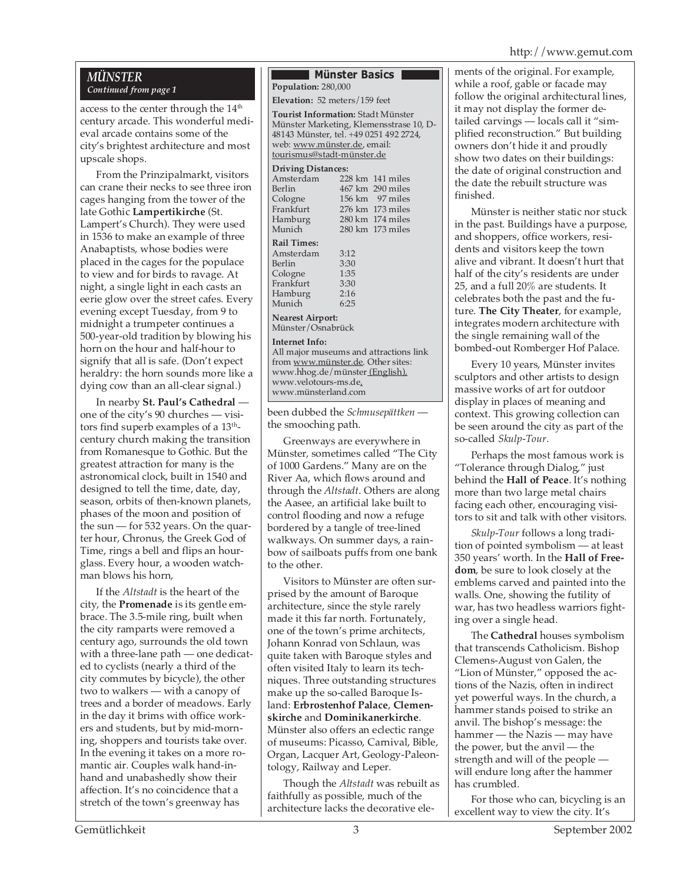## MÜNSTER

*Continued from page 1*

access to the center through the 14th century arcade. This wonderful medieval arcade contains some of the city's brightest architecture and most upscale shops.

From the Prinzipalmarkt, visitors can crane their necks to see three iron cages hanging from the tower of the late Gothic **Lampertikirche** (St. Lampert's Church). They were used in 1536 to make an example of three Anabaptists, whose bodies were placed in the cages for the populace to view and for birds to ravage. At night, a single light in each casts an eerie glow over the street cafes. Every evening except Tuesday, from 9 to midnight a trumpeter continues a 500-year-old tradition by blowing his horn on the hour and half-hour to signify that all is safe. (Don't expect heraldry: the horn sounds more like a dying cow than an all-clear signal.)

In nearby **St. Paul's Cathedral** — one of the city's 90 churches — visitors find superb examples of a 13th-century church making the transition from Romanesque to Gothic. But the greatest attraction for many is the astronomical clock, built in 1540 and designed to tell the time, date, day, season, orbits of then-known planets, phases of the moon and position of the sun — for 532 years. On the quarter hour, Chronus, the Greek God of Time, rings a bell and flips an hourglass. Every hour, a wooden watchman blows his horn,

If the *Altstadt* is the heart of the city, the **Promenade** is its gentle embrace. The 3.5-mile ring, built when the city ramparts were removed a century ago, surrounds the old town with a three-lane path — one dedicated to cyclists (nearly a third of the city commutes by bicycle), the other two to walkers — with a canopy of trees and a border of meadows. Early in the day it brims with office workers and students, but by mid-morning, shoppers and tourists take over. In the evening it takes on a more romantic air. Couples walk hand-in-hand and unabashedly show their affection. It's no coincidence that a stretch of the town's greenway has been dubbed the *Schmusepättken* — the smooching path.

### Münster Basics

**Population:** 280,000

**Elevation:** 52 meters/159 feet

**Tourist Information:** Stadt Münster Münster Marketing, Klemensstrase 10, D-48143 Münster, tel. +49 0251 492 2724, web: www.münster.de, email: tourismus@stadt-münster.de

**Driving Distances:**

| | | |
|---|---|---|
| Amsterdam | 228 km | 141 miles |
| Berlin | 467 km | 290 miles |
| Cologne | 156 km | 97 miles |
| Frankfurt | 276 km | 173 miles |
| Hamburg | 280 km | 174 miles |
| Munich | 280 km | 173 miles |

**Rail Times:**

| | |
|---|---|
| Amsterdam | 3:12 |
| Berlin | 3:30 |
| Cologne | 1:35 |
| Frankfurt | 3:30 |
| Hamburg | 2:16 |
| Munich | 6:25 |

**Nearest Airport:** Münster/Osnabrück

**Internet Info:** All major museums and attractions link from www.münster.de. Other sites: www.hhog.de/münster (English), www.velotours-ms.de, www.münsterland.com

Greenways are everywhere in Münster, sometimes called "The City of 1000 Gardens." Many are on the River Aa, which flows around and through the *Altstadt*. Others are along the Aasee, an artificial lake built to control flooding and now a refuge bordered by a tangle of tree-lined walkways. On summer days, a rainbow of sailboats puffs from one bank to the other.

Visitors to Münster are often surprised by the amount of Baroque architecture, since the style rarely made it this far north. Fortunately, one of the town's prime architects, Johann Konrad von Schlaun, was quite taken with Baroque styles and often visited Italy to learn its techniques. Three outstanding structures make up the so-called Baroque Island: **Erbrostenhof Palace**, **Clemenskirche** and **Dominikanerkirche**. Münster also offers an eclectic range of museums: Picasso, Carnival, Bible, Organ, Lacquer Art, Geology-Paleontology, Railway and Leper.

Though the *Altstadt* was rebuilt as faithfully as possible, much of the architecture lacks the decorative elements of the original. For example, while a roof, gable or facade may follow the original architectural lines, it may not display the former detailed carvings — locals call it "simplified reconstruction." But building owners don't hide it and proudly show two dates on their buildings: the date of original construction and the date the rebuilt structure was finished.

Münster is neither static nor stuck in the past. Buildings have a purpose, and shoppers, office workers, residents and visitors keep the town alive and vibrant. It doesn't hurt that half of the city's residents are under 25, and a full 20% are students. It celebrates both the past and the future. **The City Theater**, for example, integrates modern architecture with the single remaining wall of the bombed-out Romberger Hof Palace.

Every 10 years, Münster invites sculptors and other artists to design massive works of art for outdoor display in places of meaning and context. This growing collection can be seen around the city as part of the so-called *Skulp-Tour*.

Perhaps the most famous work is "Tolerance through Dialog," just behind the **Hall of Peace**. It's nothing more than two large metal chairs facing each other, encouraging visitors to sit and talk with other visitors.

*Skulp-Tour* follows a long tradition of pointed symbolism — at least 350 years' worth. In the **Hall of Freedom**, be sure to look closely at the emblems carved and painted into the walls. One, showing the futility of war, has two headless warriors fighting over a single head.

The **Cathedral** houses symbolism that transcends Catholicism. Bishop Clemens-August von Galen, the "Lion of Münster," opposed the actions of the Nazis, often in indirect yet powerful ways. In the church, a hammer stands poised to strike an anvil. The bishop's message: the hammer — the Nazis — may have the power, but the anvil — the strength and will of the people — will endure long after the hammer has crumbled.

For those who can, bicycling is an excellent way to view the city. It's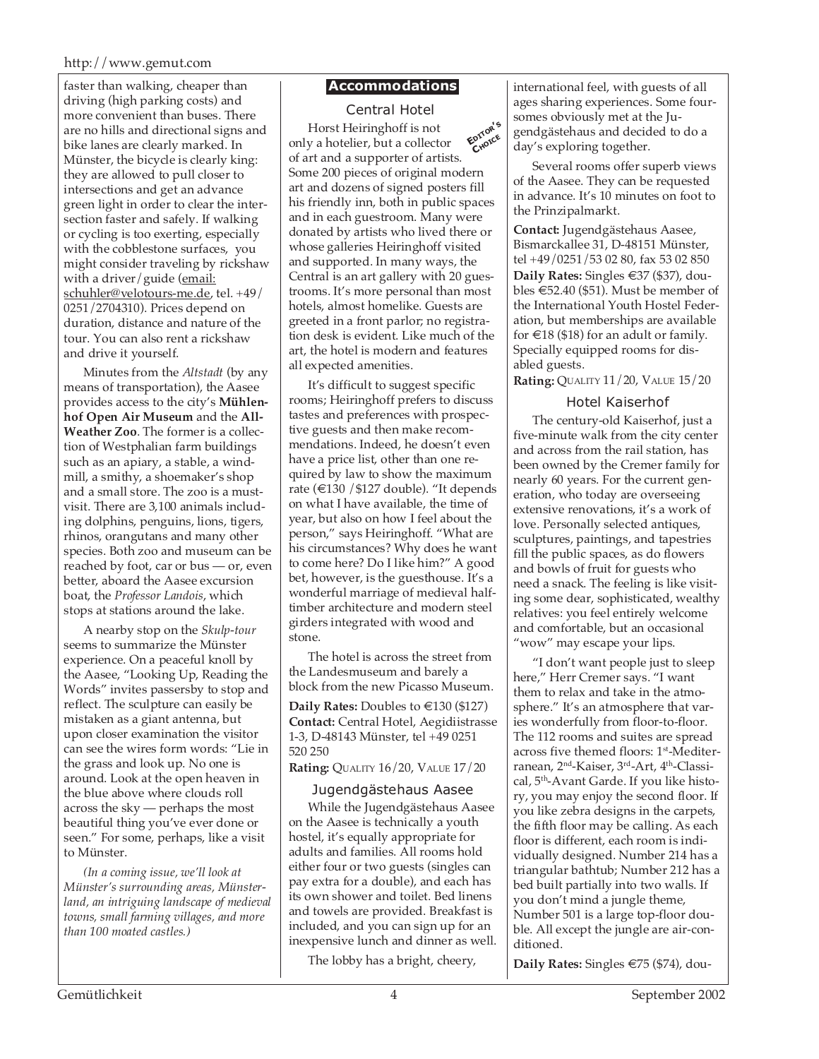faster than walking, cheaper than driving (high parking costs) and more convenient than buses. There are no hills and directional signs and bike lanes are clearly marked. In Münster, the bicycle is clearly king: they are allowed to pull closer to intersections and get an advance green light in order to clear the intersection faster and safely. If walking or cycling is too exerting, especially with the cobblestone surfaces, you might consider traveling by rickshaw with a driver/guide (email: schuhler@velotours-me.de, tel. +49/0251/2704310). Prices depend on duration, distance and nature of the tour. You can also rent a rickshaw and drive it yourself.

Minutes from the *Altstadt* (by any means of transportation), the Aasee provides access to the city's **Mühlenhof Open Air Museum** and the **All-Weather Zoo**. The former is a collection of Westphalian farm buildings such as an apiary, a stable, a windmill, a smithy, a shoemaker's shop and a small store. The zoo is a must-visit. There are 3,100 animals including dolphins, penguins, lions, tigers, rhinos, orangutans and many other species. Both zoo and museum can be reached by foot, car or bus — or, even better, aboard the Aasee excursion boat, the *Professor Landois*, which stops at stations around the lake.

A nearby stop on the *Skulp-tour* seems to summarize the Münster experience. On a peaceful knoll by the Aasee, "Looking Up, Reading the Words" invites passersby to stop and reflect. The sculpture can easily be mistaken as a giant antenna, but upon closer examination the visitor can see the wires form words: "Lie in the grass and look up. No one is around. Look at the open heaven in the blue above where clouds roll across the sky — perhaps the most beautiful thing you've ever done or seen." For some, perhaps, like a visit to Münster.

*(In a coming issue, we'll look at Münster's surrounding areas, Münsterland, an intriguing landscape of medieval towns, small farming villages, and more than 100 moated castles.)*

## Accommodations

### Central Hotel

EDITOR'S CHOICE

Horst Heiringhoff is not only a hotelier, but a collector of art and a supporter of artists. Some 200 pieces of original modern art and dozens of signed posters fill his friendly inn, both in public spaces and in each guestroom. Many were donated by artists who lived there or whose galleries Heiringhoff visited and supported. In many ways, the Central is an art gallery with 20 guestrooms. It's more personal than most hotels, almost homelike. Guests are greeted in a front parlor; no registration desk is evident. Like much of the art, the hotel is modern and features all expected amenities.

It's difficult to suggest specific rooms; Heiringhoff prefers to discuss tastes and preferences with prospective guests and then make recommendations. Indeed, he doesn't even have a price list, other than one required by law to show the maximum rate (€130 /$127 double). "It depends on what I have available, the time of year, but also on how I feel about the person," says Heiringhoff. "What are his circumstances? Why does he want to come here? Do I like him?" A good bet, however, is the guesthouse. It's a wonderful marriage of medieval half-timber architecture and modern steel girders integrated with wood and stone.

The hotel is across the street from the Landesmuseum and barely a block from the new Picasso Museum.

**Daily Rates:** Doubles to €130 ($127)
**Contact:** Central Hotel, Aegidiistrasse 1-3, D-48143 Münster, tel +49 0251 520 250
**Rating:** QUALITY 16/20, VALUE 17/20

### Jugendgästehaus Aasee

While the Jugendgästehaus Aasee on the Aasee is technically a youth hostel, it's equally appropriate for adults and families. All rooms hold either four or two guests (singles can pay extra for a double), and each has its own shower and toilet. Bed linens and towels are provided. Breakfast is included, and you can sign up for an inexpensive lunch and dinner as well.

The lobby has a bright, cheery, international feel, with guests of all ages sharing experiences. Some foursomes obviously met at the Jugendgästehaus and decided to do a day's exploring together.

Several rooms offer superb views of the Aasee. They can be requested in advance. It's 10 minutes on foot to the Prinzipalmarkt.

**Contact:** Jugendgästehaus Aasee, Bismarckallee 31, D-48151 Münster, tel +49/0251/53 02 80, fax 53 02 850
**Daily Rates:** Singles €37 ($37), doubles €52.40 ($51). Must be member of the International Youth Hostel Federation, but memberships are available for €18 ($18) for an adult or family. Specially equipped rooms for disabled guests.
**Rating:** QUALITY 11/20, VALUE 15/20

### Hotel Kaiserhof

The century-old Kaiserhof, just a five-minute walk from the city center and across from the rail station, has been owned by the Cremer family for nearly 60 years. For the current generation, who today are overseeing extensive renovations, it's a work of love. Personally selected antiques, sculptures, paintings, and tapestries fill the public spaces, as do flowers and bowls of fruit for guests who need a snack. The feeling is like visiting some dear, sophisticated, wealthy relatives: you feel entirely welcome and comfortable, but an occasional "wow" may escape your lips.

"I don't want people just to sleep here," Herr Cremer says. "I want them to relax and take in the atmosphere." It's an atmosphere that varies wonderfully from floor-to-floor. The 112 rooms and suites are spread across five themed floors: 1st-Mediterranean, 2nd-Kaiser, 3rd-Art, 4th-Classical, 5th-Avant Garde. If you like history, you may enjoy the second floor. If you like zebra designs in the carpets, the fifth floor may be calling. As each floor is different, each room is individually designed. Number 214 has a triangular bathtub; Number 212 has a bed built partially into two walls. If you don't mind a jungle theme, Number 501 is a large top-floor double. All except the jungle are air-conditioned.

**Daily Rates:** Singles €75 ($74), dou-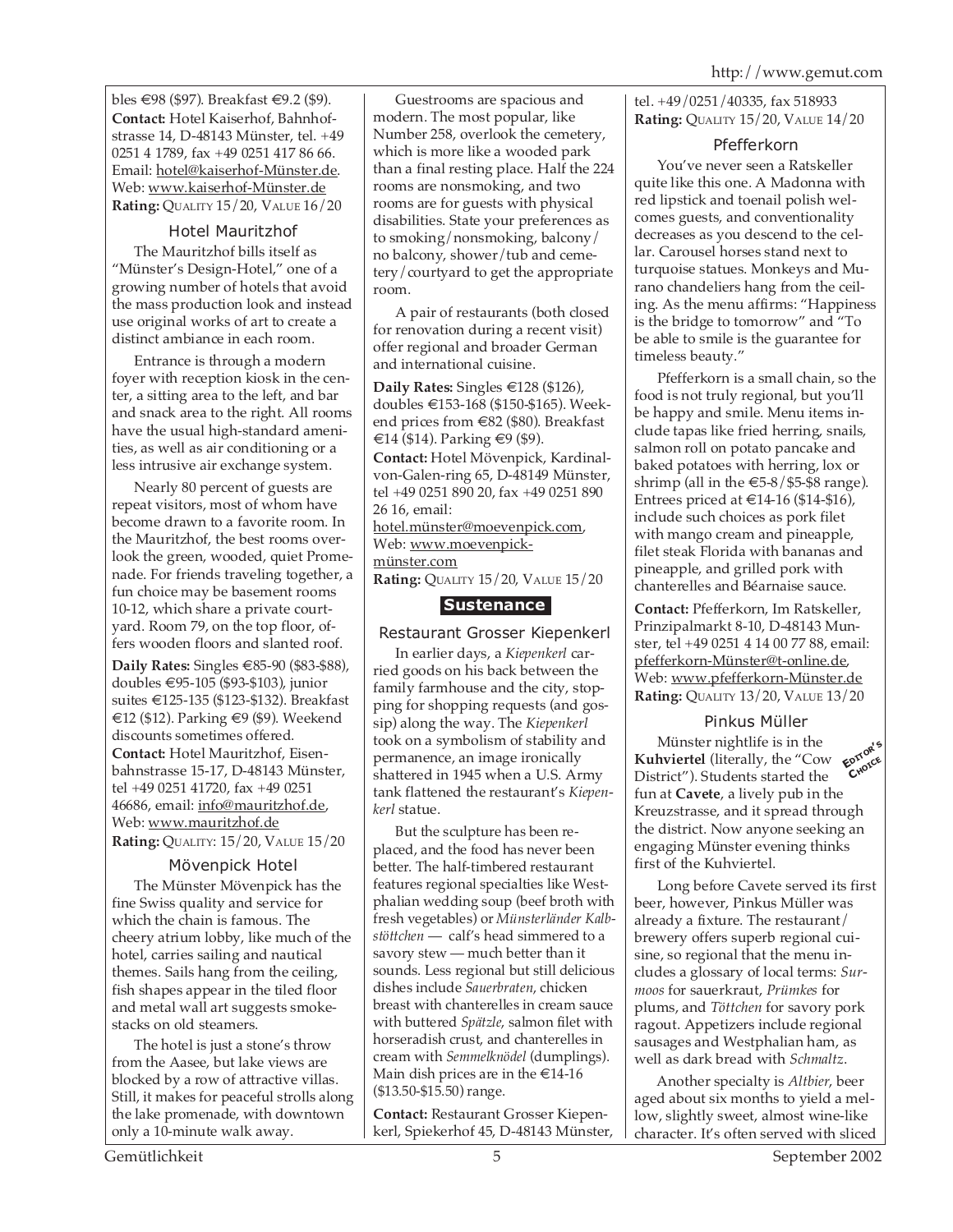bles €98 ($97). Breakfast €9.2 ($9).
**Contact:** Hotel Kaiserhof, Bahnhofstrasse 14, D-48143 Münster, tel. +49 0251 4 1789, fax +49 0251 417 86 66. Email: hotel@kaiserhof-Münster.de. Web: www.kaiserhof-Münster.de
**Rating:** QUALITY 15/20, VALUE 16/20

### Hotel Mauritzhof

The Mauritzhof bills itself as "Münster's Design-Hotel," one of a growing number of hotels that avoid the mass production look and instead use original works of art to create a distinct ambiance in each room.

Entrance is through a modern foyer with reception kiosk in the center, a sitting area to the left, and bar and snack area to the right. All rooms have the usual high-standard amenities, as well as air conditioning or a less intrusive air exchange system.

Nearly 80 percent of guests are repeat visitors, most of whom have become drawn to a favorite room. In the Mauritzhof, the best rooms overlook the green, wooded, quiet Promenade. For friends traveling together, a fun choice may be basement rooms 10-12, which share a private courtyard. Room 79, on the top floor, offers wooden floors and slanted roof.

**Daily Rates:** Singles €85-90 ($83-$88), doubles €95-105 ($93-$103), junior suites €125-135 ($123-$132). Breakfast €12 ($12). Parking €9 ($9). Weekend discounts sometimes offered.
**Contact:** Hotel Mauritzhof, Eisenbahnstrasse 15-17, D-48143 Münster, tel +49 0251 41720, fax +49 0251 46686, email: info@mauritzhof.de, Web: www.mauritzhof.de
**Rating:** QUALITY: 15/20, VALUE 15/20

### Mövenpick Hotel

The Münster Mövenpick has the fine Swiss quality and service for which the chain is famous. The cheery atrium lobby, like much of the hotel, carries sailing and nautical themes. Sails hang from the ceiling, fish shapes appear in the tiled floor and metal wall art suggests smokestacks on old steamers.

The hotel is just a stone's throw from the Aasee, but lake views are blocked by a row of attractive villas. Still, it makes for peaceful strolls along the lake promenade, with downtown only a 10-minute walk away.

Guestrooms are spacious and modern. The most popular, like Number 258, overlook the cemetery, which is more like a wooded park than a final resting place. Half the 224 rooms are nonsmoking, and two rooms are for guests with physical disabilities. State your preferences as to smoking/nonsmoking, balcony/no balcony, shower/tub and cemetery/courtyard to get the appropriate room.

A pair of restaurants (both closed for renovation during a recent visit) offer regional and broader German and international cuisine.

**Daily Rates:** Singles €128 ($126), doubles €153-168 ($150-$165). Weekend prices from €82 ($80). Breakfast €14 ($14). Parking €9 ($9).
**Contact:** Hotel Mövenpick, Kardinal-von-Galen-ring 65, D-48149 Münster, tel +49 0251 890 20, fax +49 0251 890 26 16, email: hotel.münster@moevenpick.com, Web: www.moevenpick-münster.com
**Rating:** QUALITY 15/20, VALUE 15/20

## Sustenance

### Restaurant Grosser Kiepenkerl

In earlier days, a *Kiepenkerl* carried goods on his back between the family farmhouse and the city, stopping for shopping requests (and gossip) along the way. The *Kiepenkerl* took on a symbolism of stability and permanence, an image ironically shattered in 1945 when a U.S. Army tank flattened the restaurant's *Kiepenkerl* statue.

But the sculpture has been replaced, and the food has never been better. The half-timbered restaurant features regional specialties like Westphalian wedding soup (beef broth with fresh vegetables) or *Münsterländer Kalbstöttchen* — calf's head simmered to a savory stew — much better than it sounds. Less regional but still delicious dishes include *Sauerbraten*, chicken breast with chanterelles in cream sauce with buttered *Spätzle*, salmon filet with horseradish crust, and chanterelles in cream with *Semmelknödel* (dumplings). Main dish prices are in the €14-16 ($13.50-$15.50) range.

**Contact:** Restaurant Grosser Kiepenkerl, Spiekerhof 45, D-48143 Münster, tel. +49/0251/40335, fax 518933
**Rating:** QUALITY 15/20, VALUE 14/20

### Pfefferkorn

You've never seen a Ratskeller quite like this one. A Madonna with red lipstick and toenail polish welcomes guests, and conventionality decreases as you descend to the cellar. Carousel horses stand next to turquoise statues. Monkeys and Murano chandeliers hang from the ceiling. As the menu affirms: "Happiness is the bridge to tomorrow" and "To be able to smile is the guarantee for timeless beauty."

Pfefferkorn is a small chain, so the food is not truly regional, but you'll be happy and smile. Menu items include tapas like fried herring, snails, salmon roll on potato pancake and baked potatoes with herring, lox or shrimp (all in the €5-8/$5-$8 range). Entrees priced at €14-16 ($14-$16), include such choices as pork filet with mango cream and pineapple, filet steak Florida with bananas and pineapple, and grilled pork with chanterelles and Béarnaise sauce.

**Contact:** Pfefferkorn, Im Ratskeller, Prinzipalmarkt 8-10, D-48143 Munster, tel +49 0251 4 14 00 77 88, email: pfefferkorn-Münster@t-online.de, Web: www.pfefferkorn-Münster.de
**Rating:** QUALITY 13/20, VALUE 13/20

### Pinkus Müller

EDITOR'S CHOICE

Münster nightlife is in the **Kuhviertel** (literally, the "Cow District"). Students started the fun at **Cavete**, a lively pub in the Kreuzstrasse, and it spread through the district. Now anyone seeking an engaging Münster evening thinks first of the Kuhviertel.

Long before Cavete served its first beer, however, Pinkus Müller was already a fixture. The restaurant/brewery offers superb regional cuisine, so regional that the menu includes a glossary of local terms: *Surmoos* for sauerkraut, *Prümkes* for plums, and *Töttchen* for savory pork ragout. Appetizers include regional sausages and Westphalian ham, as well as dark bread with *Schmaltz*.

Another specialty is *Altbier*, beer aged about six months to yield a mellow, slightly sweet, almost wine-like character. It's often served with sliced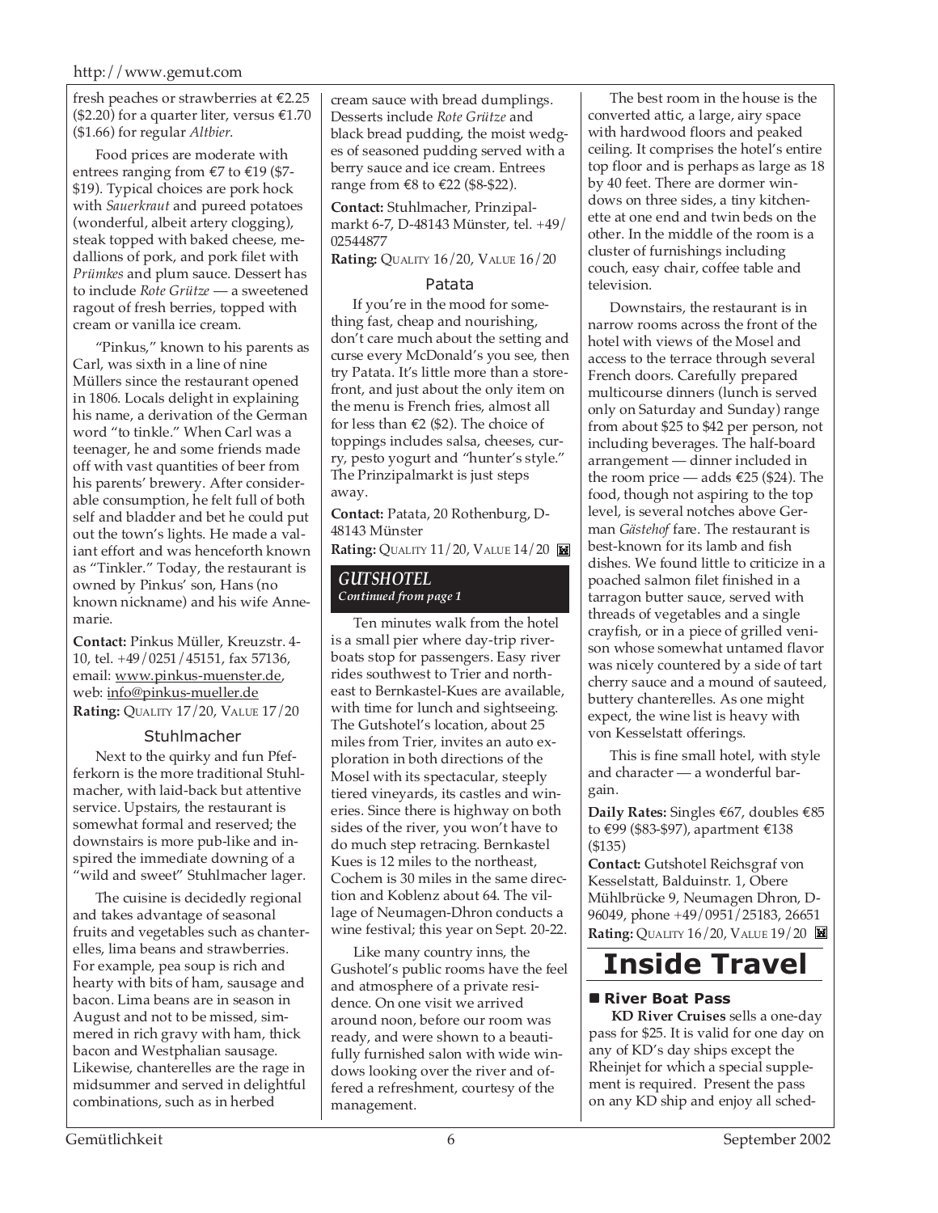fresh peaches or strawberries at €2.25 ($2.20) for a quarter liter, versus €1.70 ($1.66) for regular *Altbier*.

Food prices are moderate with entrees ranging from €7 to €19 ($7-$19). Typical choices are pork hock with *Sauerkraut* and pureed potatoes (wonderful, albeit artery clogging), steak topped with baked cheese, medallions of pork, and pork filet with *Prümkes* and plum sauce. Dessert has to include *Rote Grütze* — a sweetened ragout of fresh berries, topped with cream or vanilla ice cream.

"Pinkus," known to his parents as Carl, was sixth in a line of nine Müllers since the restaurant opened in 1806. Locals delight in explaining his name, a derivation of the German word "to tinkle." When Carl was a teenager, he and some friends made off with vast quantities of beer from his parents' brewery. After considerable consumption, he felt full of both self and bladder and bet he could put out the town's lights. He made a valiant effort and was henceforth known as "Tinkler." Today, the restaurant is owned by Pinkus' son, Hans (no known nickname) and his wife Annemarie.

**Contact:** Pinkus Müller, Kreuzstr. 4-10, tel. +49/0251/45151, fax 57136, email: www.pinkus-muenster.de, web: info@pinkus-mueller.de
**Rating:** QUALITY 17/20, VALUE 17/20

### Stuhlmacher

Next to the quirky and fun Pfefferkorn is the more traditional Stuhlmacher, with laid-back but attentive service. Upstairs, the restaurant is somewhat formal and reserved; the downstairs is more pub-like and inspired the immediate downing of a "wild and sweet" Stuhlmacher lager.

The cuisine is decidedly regional and takes advantage of seasonal fruits and vegetables such as chanterelles, lima beans and strawberries. For example, pea soup is rich and hearty with bits of ham, sausage and bacon. Lima beans are in season in August and not to be missed, simmered in rich gravy with ham, thick bacon and Westphalian sausage. Likewise, chanterelles are the rage in midsummer and served in delightful combinations, such as in herbed cream sauce with bread dumplings. Desserts include *Rote Grütze* and black bread pudding, the moist wedges of seasoned pudding served with a berry sauce and ice cream. Entrees range from €8 to €22 ($8-$22).

**Contact:** Stuhlmacher, Prinzipalmarkt 6-7, D-48143 Münster, tel. +49/02544877
**Rating:** QUALITY 16/20, VALUE 16/20

### Patata

If you're in the mood for something fast, cheap and nourishing, don't care much about the setting and curse every McDonald's you see, then try Patata. It's little more than a storefront, and just about the only item on the menu is French fries, almost all for less than €2 ($2). The choice of toppings includes salsa, cheeses, curry, pesto yogurt and "hunter's style." The Prinzipalmarkt is just steps away.

**Contact:** Patata, 20 Rothenburg, D-48143 Münster
**Rating:** QUALITY 11/20, VALUE 14/20

## *GUTSHOTEL*
*Continued from page 1*

Ten minutes walk from the hotel is a small pier where day-trip riverboats stop for passengers. Easy river rides southwest to Trier and northeast to Bernkastel-Kues are available, with time for lunch and sightseeing. The Gutshotel's location, about 25 miles from Trier, invites an auto exploration in both directions of the Mosel with its spectacular, steeply tiered vineyards, its castles and wineries. Since there is highway on both sides of the river, you won't have to do much step retracing. Bernkastel Kues is 12 miles to the northeast, Cochem is 30 miles in the same direction and Koblenz about 64. The village of Neumagen-Dhron conducts a wine festival; this year on Sept. 20-22.

Like many country inns, the Gushotel's public rooms have the feel and atmosphere of a private residence. On one visit we arrived around noon, before our room was ready, and were shown to a beautifully furnished salon with wide windows looking over the river and offered a refreshment, courtesy of the management.

The best room in the house is the converted attic, a large, airy space with hardwood floors and peaked ceiling. It comprises the hotel's entire top floor and is perhaps as large as 18 by 40 feet. There are dormer windows on three sides, a tiny kitchenette at one end and twin beds on the other. In the middle of the room is a cluster of furnishings including couch, easy chair, coffee table and television.

Downstairs, the restaurant is in narrow rooms across the front of the hotel with views of the Mosel and access to the terrace through several French doors. Carefully prepared multicourse dinners (lunch is served only on Saturday and Sunday) range from about $25 to $42 per person, not including beverages. The half-board arrangement — dinner included in the room price — adds €25 ($24). The food, though not aspiring to the top level, is several notches above German *Gästehof* fare. The restaurant is best-known for its lamb and fish dishes. We found little to criticize in a poached salmon filet finished in a tarragon butter sauce, served with threads of vegetables and a single crayfish, or in a piece of grilled venison whose somewhat untamed flavor was nicely countered by a side of tart cherry sauce and a mound of sauteed, buttery chanterelles. As one might expect, the wine list is heavy with von Kesselstatt offerings.

This is fine small hotel, with style and character — a wonderful bargain.

**Daily Rates:** Singles €67, doubles €85 to €99 ($83-$97), apartment €138 ($135)
**Contact:** Gutshotel Reichsgraf von Kesselstatt, Balduinstr. 1, Obere Mühlbrücke 9, Neumagen Dhron, D-96049, phone +49/0951/25183, 26651
**Rating:** QUALITY 16/20, VALUE 19/20

# Inside Travel

### ■ River Boat Pass

**KD River Cruises** sells a one-day pass for $25. It is valid for one day on any of KD's day ships except the Rheinjet for which a special supplement is required. Present the pass on any KD ship and enjoy all sched-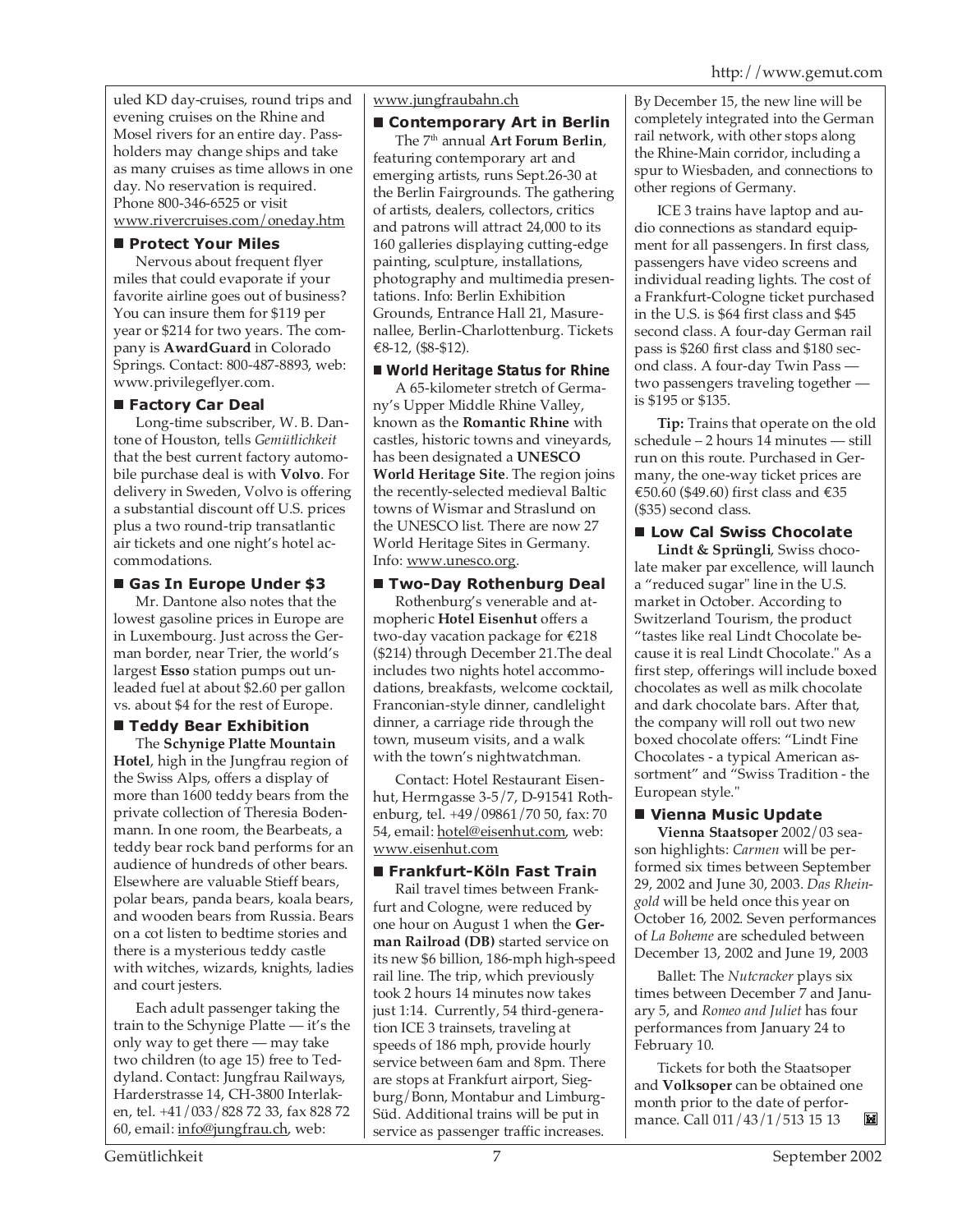uled KD day-cruises, round trips and evening cruises on the Rhine and Mosel rivers for an entire day. Passholders may change ships and take as many cruises as time allows in one day. No reservation is required. Phone 800-346-6525 or visit www.rivercruises.com/oneday.htm

### ■ Protect Your Miles

Nervous about frequent flyer miles that could evaporate if your favorite airline goes out of business? You can insure them for $119 per year or $214 for two years. The company is **AwardGuard** in Colorado Springs. Contact: 800-487-8893, web: www.privilegeflyer.com.

### ■ Factory Car Deal

Long-time subscriber, W. B. Dantone of Houston, tells *Gemütlichkeit* that the best current factory automobile purchase deal is with **Volvo**. For delivery in Sweden, Volvo is offering a substantial discount off U.S. prices plus a two round-trip transatlantic air tickets and one night's hotel accommodations.

### ■ Gas In Europe Under $3

Mr. Dantone also notes that the lowest gasoline prices in Europe are in Luxembourg. Just across the German border, near Trier, the world's largest **Esso** station pumps out unleaded fuel at about $2.60 per gallon vs. about $4 for the rest of Europe.

### ■ Teddy Bear Exhibition

The **Schynige Platte Mountain Hotel**, high in the Jungfrau region of the Swiss Alps, offers a display of more than 1600 teddy bears from the private collection of Theresia Bodenmann. In one room, the Bearbeats, a teddy bear rock band performs for an audience of hundreds of other bears. Elsewhere are valuable Stieff bears, polar bears, panda bears, koala bears, and wooden bears from Russia. Bears on a cot listen to bedtime stories and there is a mysterious teddy castle with witches, wizards, knights, ladies and court jesters.

Each adult passenger taking the train to the Schynige Platte — it's the only way to get there — may take two children (to age 15) free to Teddyland. Contact: Jungfrau Railways, Harderstrasse 14, CH-3800 Interlaken, tel. +41/033/828 72 33, fax 828 72 60, email: info@jungfrau.ch, web: www.jungfraubahn.ch

### ■ Contemporary Art in Berlin

The 7th annual **Art Forum Berlin**, featuring contemporary art and emerging artists, runs Sept.26-30 at the Berlin Fairgrounds. The gathering of artists, dealers, collectors, critics and patrons will attract 24,000 to its 160 galleries displaying cutting-edge painting, sculpture, installations, photography and multimedia presentations. Info: Berlin Exhibition Grounds, Entrance Hall 21, Masurenallee, Berlin-Charlottenburg. Tickets €8-12, ($8-$12).

### ■ World Heritage Status for Rhine

A 65-kilometer stretch of Germany's Upper Middle Rhine Valley, known as the **Romantic Rhine** with castles, historic towns and vineyards, has been designated a **UNESCO World Heritage Site**. The region joins the recently-selected medieval Baltic towns of Wismar and Straslund on the UNESCO list. There are now 27 World Heritage Sites in Germany. Info: www.unesco.org.

### ■ Two-Day Rothenburg Deal

Rothenburg's venerable and atmopheric **Hotel Eisenhut** offers a two-day vacation package for €218 ($214) through December 21.The deal includes two nights hotel accommodations, breakfasts, welcome cocktail, Franconian-style dinner, candlelight dinner, a carriage ride through the town, museum visits, and a walk with the town's nightwatchman.

Contact: Hotel Restaurant Eisenhut, Herrngasse 3-5/7, D-91541 Rothenburg, tel. +49/09861/70 50, fax: 70 54, email: hotel@eisenhut.com, web: www.eisenhut.com

### ■ Frankfurt-Köln Fast Train

Rail travel times between Frankfurt and Cologne, were reduced by one hour on August 1 when the **German Railroad (DB)** started service on its new $6 billion, 186-mph high-speed rail line. The trip, which previously took 2 hours 14 minutes now takes just 1:14. Currently, 54 third-generation ICE 3 trainsets, traveling at speeds of 186 mph, provide hourly service between 6am and 8pm. There are stops at Frankfurt airport, Siegburg/Bonn, Montabur and Limburg-Süd. Additional trains will be put in service as passenger traffic increases. By December 15, the new line will be completely integrated into the German rail network, with other stops along the Rhine-Main corridor, including a spur to Wiesbaden, and connections to other regions of Germany.

ICE 3 trains have laptop and audio connections as standard equipment for all passengers. In first class, passengers have video screens and individual reading lights. The cost of a Frankfurt-Cologne ticket purchased in the U.S. is $64 first class and $45 second class. A four-day German rail pass is $260 first class and $180 second class. A four-day Twin Pass — two passengers traveling together — is $195 or $135.

**Tip:** Trains that operate on the old schedule – 2 hours 14 minutes — still run on this route. Purchased in Germany, the one-way ticket prices are €50.60 ($49.60) first class and €35 ($35) second class.

### ■ Low Cal Swiss Chocolate

**Lindt & Sprüngli**, Swiss chocolate maker par excellence, will launch a "reduced sugar" line in the U.S. market in October. According to Switzerland Tourism, the product "tastes like real Lindt Chocolate because it is real Lindt Chocolate." As a first step, offerings will include boxed chocolates as well as milk chocolate and dark chocolate bars. After that, the company will roll out two new boxed chocolate offers: "Lindt Fine Chocolates - a typical American assortment" and "Swiss Tradition - the European style."

### ■ Vienna Music Update

**Vienna Staatsoper** 2002/03 season highlights: *Carmen* will be performed six times between September 29, 2002 and June 30, 2003. *Das Rheingold* will be held once this year on October 16, 2002. Seven performances of *La Boheme* are scheduled between December 13, 2002 and June 19, 2003

Ballet: The *Nutcracker* plays six times between December 7 and January 5, and *Romeo and Juliet* has four performances from January 24 to February 10.

Tickets for both the Staatsoper and **Volksoper** can be obtained one month prior to the date of performance. Call 011/43/1/513 15 13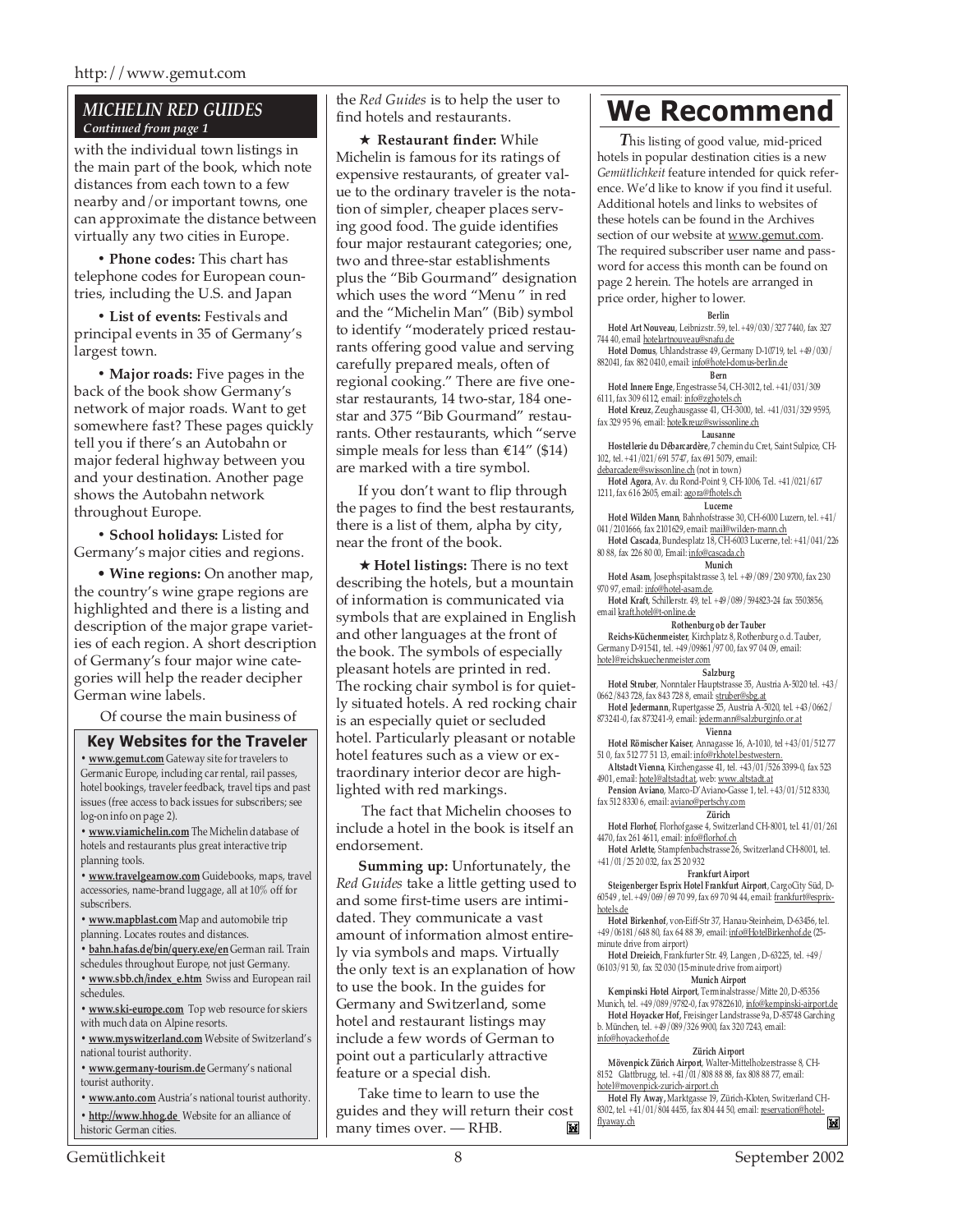## MICHELIN RED GUIDES

*Continued from page 1*

with the individual town listings in the main part of the book, which note distances from each town to a few nearby and/or important towns, one can approximate the distance between virtually any two cities in Europe.

• **Phone codes:** This chart has telephone codes for European countries, including the U.S. and Japan

• **List of events:** Festivals and principal events in 35 of Germany's largest town.

• **Major roads:** Five pages in the back of the book show Germany's network of major roads. Want to get somewhere fast? These pages quickly tell you if there's an Autobahn or major federal highway between you and your destination. Another page shows the Autobahn network throughout Europe.

• **School holidays:** Listed for Germany's major cities and regions.

• **Wine regions:** On another map, the country's wine grape regions are highlighted and there is a listing and description of the major grape varieties of each region. A short description of Germany's four major wine categories will help the reader decipher German wine labels.

Of course the main business of the *Red Guides* is to help the user to find hotels and restaurants.

★ **Restaurant finder:** While Michelin is famous for its ratings of expensive restaurants, of greater value to the ordinary traveler is the notation of simpler, cheaper places serving good food. The guide identifies four major restaurant categories; one, two and three-star establishments plus the "Bib Gourmand" designation which uses the word "Menu " in red and the "Michelin Man" (Bib) symbol to identify "moderately priced restaurants offering good value and serving carefully prepared meals, often of regional cooking." There are five one-star restaurants, 14 two-star, 184 one-star and 375 "Bib Gourmand" restaurants. Other restaurants, which "serve simple meals for less than €14" ($14) are marked with a tire symbol.

If you don't want to flip through the pages to find the best restaurants, there is a list of them, alpha by city, near the front of the book.

★ **Hotel listings:** There is no text describing the hotels, but a mountain of information is communicated via symbols that are explained in English and other languages at the front of the book. The symbols of especially pleasant hotels are printed in red. The rocking chair symbol is for quietly situated hotels. A red rocking chair is an especially quiet or secluded hotel. Particularly pleasant or notable hotel features such as a view or extraordinary interior decor are highlighted with red markings.

The fact that Michelin chooses to include a hotel in the book is itself an endorsement.

**Summing up:** Unfortunately, the *Red Guides* take a little getting used to and some first-time users are intimidated. They communicate a vast amount of information almost entirely via symbols and maps. Virtually the only text is an explanation of how to use the book. In the guides for Germany and Switzerland, some hotel and restaurant listings may include a few words of German to point out a particularly attractive feature or a special dish.

Take time to learn to use the guides and they will return their cost many times over. — RHB.

### Key Websites for the Traveler

• **www.gemut.com** Gateway site for travelers to Germanic Europe, including car rental, rail passes, hotel bookings, traveler feedback, travel tips and past issues (free access to back issues for subscribers; see log-on info on page 2).

• **www.viamichelin.com** The Michelin database of hotels and restaurants plus great interactive trip planning tools.

• **www.travelgearnow.com** Guidebooks, maps, travel accessories, name-brand luggage, all at 10% off for subscribers.

• **www.mapblast.com** Map and automobile trip planning. Locates routes and distances.

• **bahn.hafas.de/bin/query.exe/en** German rail. Train schedules throughout Europe, not just Germany.

• **www.sbb.ch/index_e.htm** Swiss and European rail schedules.

• **www.ski-europe.com** Top web resource for skiers with much data on Alpine resorts.

• **www.myswitzerland.com** Website of Switzerland's national tourist authority.

• **www.germany-tourism.de** Germany's national tourist authority.

• **www.anto.com** Austria's national tourist authority.

• **http://www.hhog.de** Website for an alliance of historic German cities.

# We Recommend

*This listing of good value, mid-priced hotels in popular destination cities is a new Gemütlichkeit feature intended for quick reference. We'd like to know if you find it useful. Additional hotels and links to websites of these hotels can be found in the Archives section of our website at www.gemut.com. The required subscriber user name and password for access this month can be found on page 2 herein. The hotels are arranged in price order, higher to lower.*

**Berlin**

**Hotel Art Nouveau**, Leibnizstr. 59, tel. +49/030/327 7440, fax 327 744 40, email hotelartnouveau@snafu.de

**Hotel Domus**, Uhlandstrasse 49, Germany D-10719, tel. +49/030/882041, fax 882 0410, email: info@hotel-domus-berlin.de

**Bern**

**Hotel Innere Enge**, Engestrasse 54, CH-3012, tel. +41/031/309 6111, fax 309 6112, email: info@zghotels.ch

**Hotel Kreuz**, Zeughausgasse 41, CH-3000, tel. +41/031/329 9595, fax 329 95 96, email: hotelkreuz@swissonline.ch

**Lausanne**

**Hostellerie du Débarcadère**, 7 chemin du Cret, Saint Sulpice, CH-102, tel. +41/021/691 5747, fax 691 5079, email: debarcadere@swissonline.ch (not in town)

**Hotel Agora**, Av. du Rond-Point 9, CH-1006, Tel. +41/021/617 1211, fax 616 2605, email: agora@fhotels.ch

**Lucerne**

**Hotel Wilden Mann**, Bahnhofstrasse 30, CH-6000 Luzern, tel. +41/041/2101666, fax 2101629, email: mail@wilden-mann.ch

**Hotel Cascada**, Bundesplatz 18, CH-6003 Lucerne, tel: +41/041/226 80 88, fax 226 80 00, Email: info@cascada.ch

**Munich**

**Hotel Asam**, Josephspitalstrasse 3, tel. +49/089/230 9700, fax 230 970 97, email: info@hotel-asam.de

**Hotel Kraft**, Schillerstr. 49, tel. +49/089/594823-24 fax 5503856, email kraft.hotel@t-online.de

**Rothenburg ob der Tauber**

**Reichs-Küchenmeister**, Kirchplatz 8, Rothenburg o.d. Tauber, Germany D-91541, tel. +49/09861/97 00, fax 97 04 09, email: hotel@reichskuechenmeister.com

**Salzburg**

**Hotel Struber**, Nonntaler Hauptstrasse 35, Austria A-5020 tel. +43/0662/843 728, fax 843 728 8, email: struber@sbg.at

**Hotel Jedermann**, Rupertgasse 25, Austria A-5020, tel. +43/0662/873241-0, fax 873241-9, email: jedermann@salzburginfo.or.at

**Vienna**

**Hotel Römischer Kaiser**, Annagasse 16, A-1010, tel +43/01/512 77 51 0, fax 512 77 51 13, email: info@rkhotel.bestwestern.

**Altstadt Vienna**, Kirchengasse 41, tel. +43/01/526 3399-0, fax 523 4901, email: hotel@altstadt.at, web: www.altstadt.at

**Pension Aviano**, Marco-D'Aviano-Gasse 1, tel. +43/01/512 8330, fax 512 8330 6, email: aviano@pertschy.com

**Zürich**

**Hotel Florhof**, Florhofgasse 4, Switzerland CH-8001, tel. 41/01/261 4470, fax 261 4611, email: info@florhof.ch

**Hotel Arlette**, Stampfenbachstrasse 26, Switzerland CH-8001, tel. +41/01/25 20 032, fax 25 20 932

**Frankfurt Airport**

**Steigenberger Esprix Hotel Frankfurt Airport**, CargoCity Süd, D-60549 , tel. +49/069/69 70 99, fax 69 70 94 44, email: frankfurt@esprix-hotels.de

**Hotel Birkenhof**, von-Eiff-Str 37, Hanau-Steinheim, D-63456, tel. +49/06181/648 80, fax 64 88 39, email: info@HotelBirkenhof.de (25-minute drive from airport)

**Hotel Dreieich**, Frankfurter Str. 49, Langen , D-63225, tel. +49/06103/91 50, fax 52 030 (15-minute drive from airport)

**Munich Airport**

**Kempinski Hotel Airport**, Terminalstrasse/Mitte 20, D-85356 Munich, tel. +49/089/9782-0, fax 97822610, info@kempinski-airport.de

**Hotel Hoyacker Hof**, Freisinger Landstrasse 9a, D-85748 Garching b. München, tel. +49/089/326 9900, fax 320 7243, email: info@hoyackerhof.de

**Zürich Airport**

**Mövenpick Zürich Airport**, Walter-Mittelholzerstrasse 8, CH-8152 Glattbrugg, tel. +41/01/808 88 88, fax 808 88 77, email: hotel@movenpick-zurich-airport.ch

**Hotel Fly Away**, Marktgasse 19, Zürich-Kloten, Switzerland CH-8302, tel. +41/01/804 4455, fax 804 44 50, email: reservation@hotel-flyaway.ch